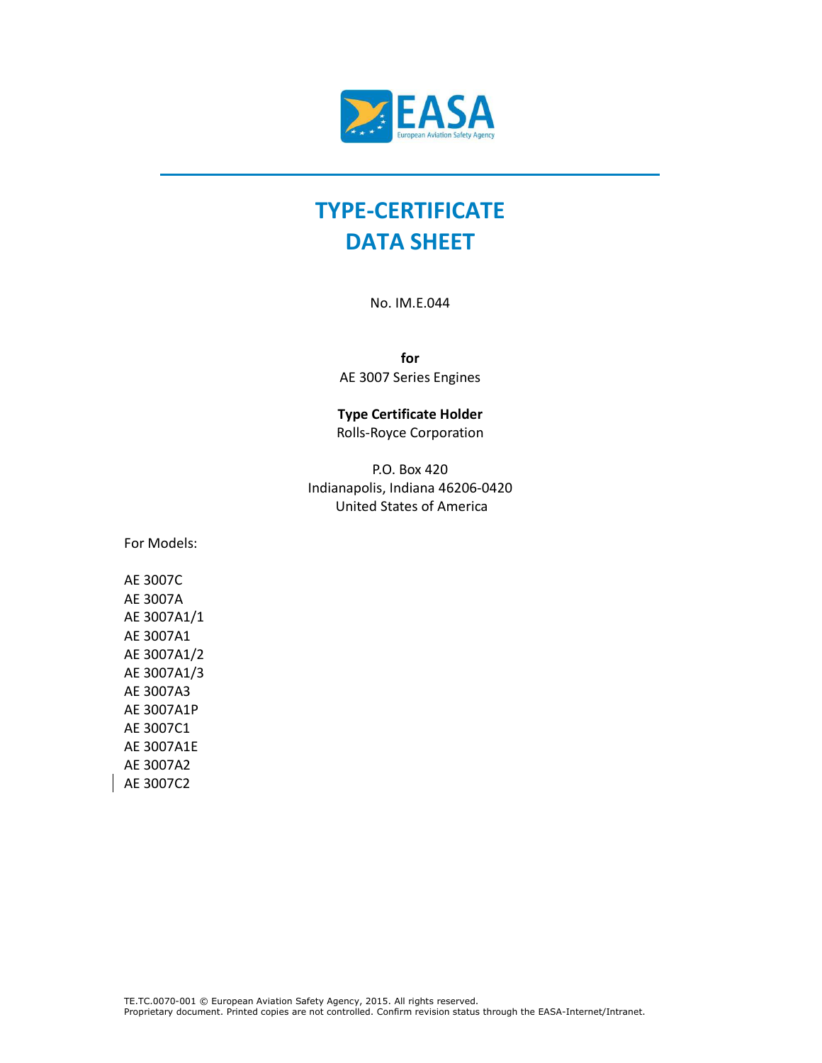# TYPE-CERTIFICATE DATA SHEET

No. IM.E.044

**for**
AE 3007 Series Engines

**Type Certificate Holder**
Rolls-Royce Corporation

P.O. Box 420
Indianapolis, Indiana 46206-0420
United States of America

For Models:

AE 3007C
AE 3007A
AE 3007A1/1
AE 3007A1
AE 3007A1/2
AE 3007A1/3
AE 3007A3
AE 3007A1P
AE 3007C1
AE 3007A1E
AE 3007A2
AE 3007C2

TE.TC.0070-001 © European Aviation Safety Agency, 2015. All rights reserved.
Proprietary document. Printed copies are not controlled. Confirm revision status through the EASA-Internet/Intranet.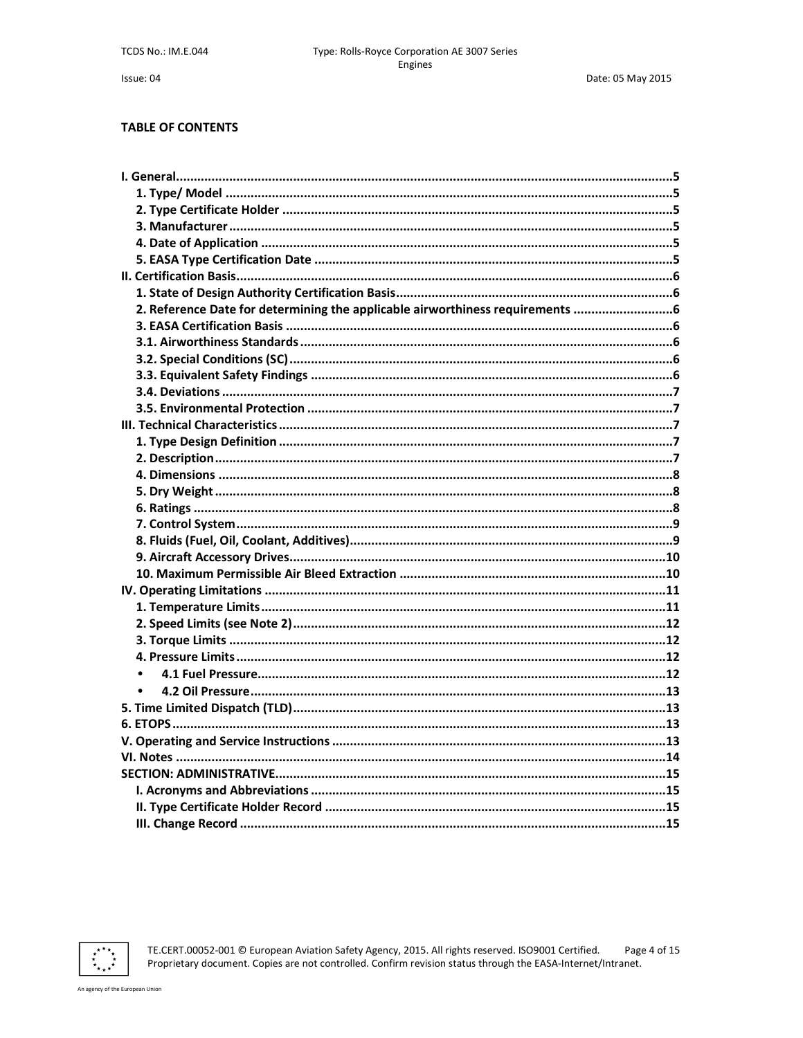**TABLE OF CONTENTS**

- I. General ..... 5
  - 1. Type/ Model ..... 5
  - 2. Type Certificate Holder ..... 5
  - 3. Manufacturer ..... 5
  - 4. Date of Application ..... 5
  - 5. EASA Type Certification Date ..... 5
- II. Certification Basis ..... 6
  - 1. State of Design Authority Certification Basis ..... 6
  - 2. Reference Date for determining the applicable airworthiness requirements ..... 6
  - 3. EASA Certification Basis ..... 6
  - 3.1. Airworthiness Standards ..... 6
  - 3.2. Special Conditions (SC) ..... 6
  - 3.3. Equivalent Safety Findings ..... 6
  - 3.4. Deviations ..... 7
  - 3.5. Environmental Protection ..... 7
- III. Technical Characteristics ..... 7
  - 1. Type Design Definition ..... 7
  - 2. Description ..... 7
  - 4. Dimensions ..... 8
  - 5. Dry Weight ..... 8
  - 6. Ratings ..... 8
  - 7. Control System ..... 9
  - 8. Fluids (Fuel, Oil, Coolant, Additives) ..... 9
  - 9. Aircraft Accessory Drives ..... 10
  - 10. Maximum Permissible Air Bleed Extraction ..... 10
- IV. Operating Limitations ..... 11
  - 1. Temperature Limits ..... 11
  - 2. Speed Limits (see Note 2) ..... 12
  - 3. Torque Limits ..... 12
  - 4. Pressure Limits ..... 12
    - 4.1 Fuel Pressure ..... 12
    - 4.2 Oil Pressure ..... 13
- 5. Time Limited Dispatch (TLD) ..... 13
- 6. ETOPS ..... 13
- V. Operating and Service Instructions ..... 13
- VI. Notes ..... 14
- SECTION: ADMINISTRATIVE ..... 15
  - I. Acronyms and Abbreviations ..... 15
  - II. Type Certificate Holder Record ..... 15
  - III. Change Record ..... 15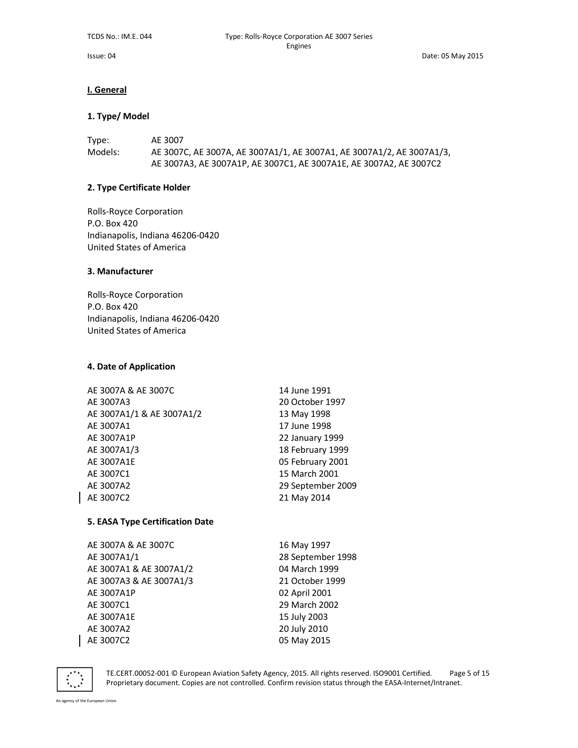## I. General

### 1. Type/ Model

Type: AE 3007

Models: AE 3007C, AE 3007A, AE 3007A1/1, AE 3007A1, AE 3007A1/2, AE 3007A1/3, AE 3007A3, AE 3007A1P, AE 3007C1, AE 3007A1E, AE 3007A2, AE 3007C2

### 2. Type Certificate Holder

Rolls-Royce Corporation
P.O. Box 420
Indianapolis, Indiana 46206-0420
United States of America

### 3. Manufacturer

Rolls-Royce Corporation
P.O. Box 420
Indianapolis, Indiana 46206-0420
United States of America

### 4. Date of Application

| | |
|---|---|
| AE 3007A & AE 3007C | 14 June 1991 |
| AE 3007A3 | 20 October 1997 |
| AE 3007A1/1 & AE 3007A1/2 | 13 May 1998 |
| AE 3007A1 | 17 June 1998 |
| AE 3007A1P | 22 January 1999 |
| AE 3007A1/3 | 18 February 1999 |
| AE 3007A1E | 05 February 2001 |
| AE 3007C1 | 15 March 2001 |
| AE 3007A2 | 29 September 2009 |
| AE 3007C2 | 21 May 2014 |

### 5. EASA Type Certification Date

| | |
|---|---|
| AE 3007A & AE 3007C | 16 May 1997 |
| AE 3007A1/1 | 28 September 1998 |
| AE 3007A1 & AE 3007A1/2 | 04 March 1999 |
| AE 3007A3 & AE 3007A1/3 | 21 October 1999 |
| AE 3007A1P | 02 April 2001 |
| AE 3007C1 | 29 March 2002 |
| AE 3007A1E | 15 July 2003 |
| AE 3007A2 | 20 July 2010 |
| AE 3007C2 | 05 May 2015 |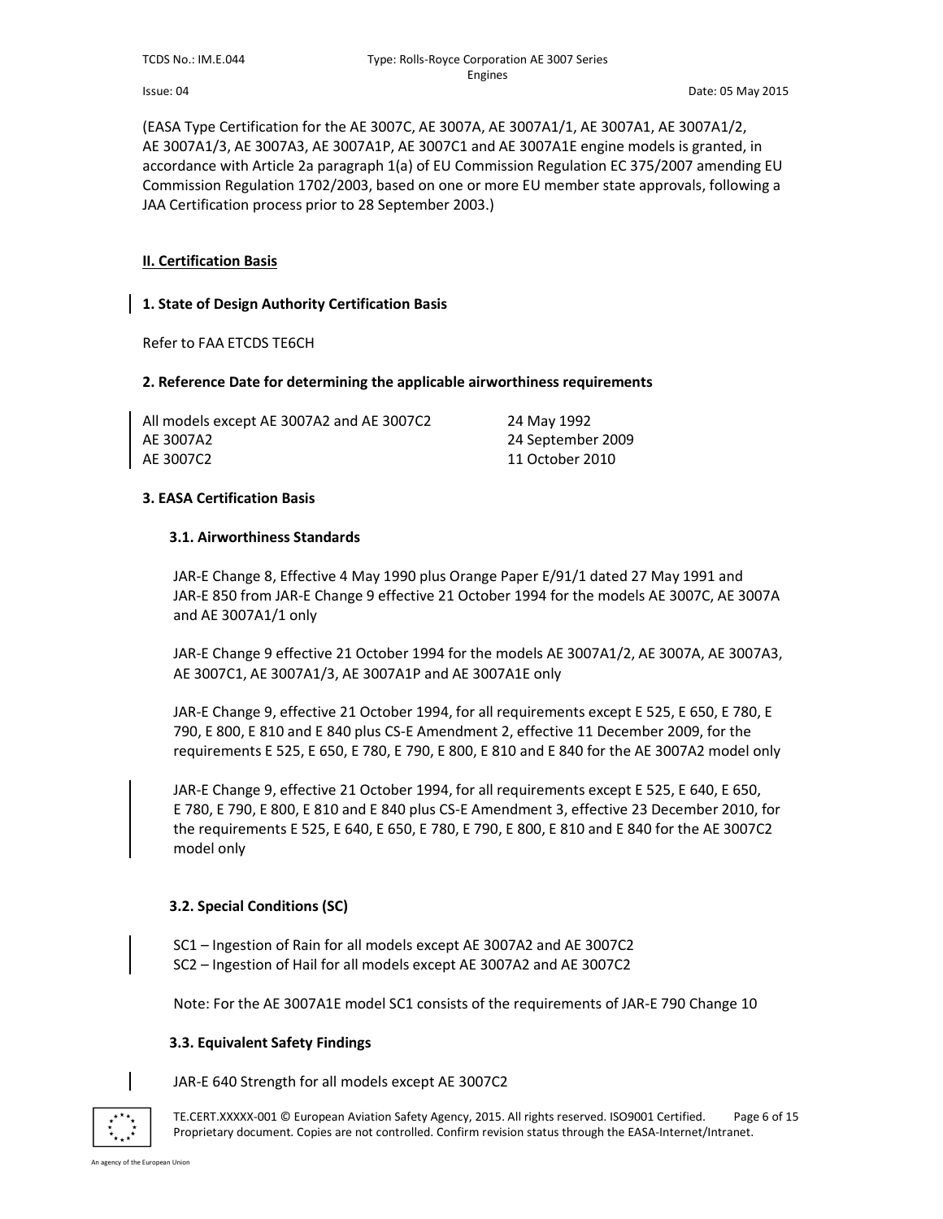(EASA Type Certification for the AE 3007C, AE 3007A, AE 3007A1/1, AE 3007A1, AE 3007A1/2, AE 3007A1/3, AE 3007A3, AE 3007A1P, AE 3007C1 and AE 3007A1E engine models is granted, in accordance with Article 2a paragraph 1(a) of EU Commission Regulation EC 375/2007 amending EU Commission Regulation 1702/2003, based on one or more EU member state approvals, following a JAA Certification process prior to 28 September 2003.)

## II. Certification Basis

### 1. State of Design Authority Certification Basis

Refer to FAA ETCDS TE6CH

### 2. Reference Date for determining the applicable airworthiness requirements

| | |
|---|---|
| All models except AE 3007A2 and AE 3007C2 | 24 May 1992 |
| AE 3007A2 | 24 September 2009 |
| AE 3007C2 | 11 October 2010 |

### 3. EASA Certification Basis

#### 3.1. Airworthiness Standards

JAR-E Change 8, Effective 4 May 1990 plus Orange Paper E/91/1 dated 27 May 1991 and JAR-E 850 from JAR-E Change 9 effective 21 October 1994 for the models AE 3007C, AE 3007A and AE 3007A1/1 only

JAR-E Change 9 effective 21 October 1994 for the models AE 3007A1/2, AE 3007A, AE 3007A3, AE 3007C1, AE 3007A1/3, AE 3007A1P and AE 3007A1E only

JAR-E Change 9, effective 21 October 1994, for all requirements except E 525, E 650, E 780, E 790, E 800, E 810 and E 840 plus CS-E Amendment 2, effective 11 December 2009, for the requirements E 525, E 650, E 780, E 790, E 800, E 810 and E 840 for the AE 3007A2 model only

JAR-E Change 9, effective 21 October 1994, for all requirements except E 525, E 640, E 650, E 780, E 790, E 800, E 810 and E 840 plus CS-E Amendment 3, effective 23 December 2010, for the requirements E 525, E 640, E 650, E 780, E 790, E 800, E 810 and E 840 for the AE 3007C2 model only

#### 3.2. Special Conditions (SC)

SC1 – Ingestion of Rain for all models except AE 3007A2 and AE 3007C2
SC2 – Ingestion of Hail for all models except AE 3007A2 and AE 3007C2

Note: For the AE 3007A1E model SC1 consists of the requirements of JAR-E 790 Change 10

#### 3.3. Equivalent Safety Findings

JAR-E 640 Strength for all models except AE 3007C2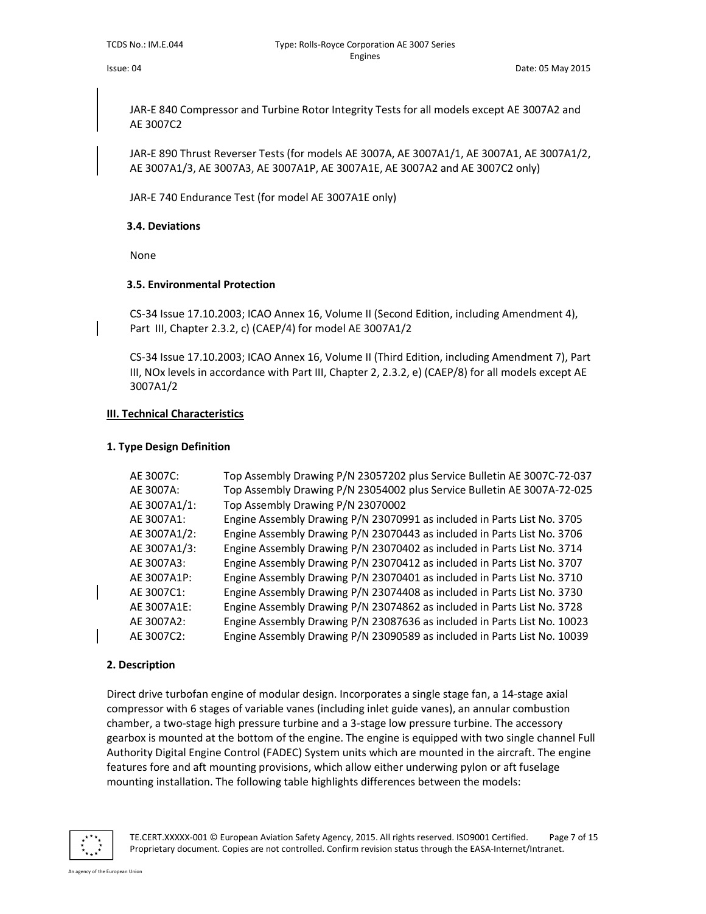JAR-E 840 Compressor and Turbine Rotor Integrity Tests for all models except AE 3007A2 and AE 3007C2

JAR-E 890 Thrust Reverser Tests (for models AE 3007A, AE 3007A1/1, AE 3007A1, AE 3007A1/2, AE 3007A1/3, AE 3007A3, AE 3007A1P, AE 3007A1E, AE 3007A2 and AE 3007C2 only)

JAR-E 740 Endurance Test (for model AE 3007A1E only)

### 3.4. Deviations

None

### 3.5. Environmental Protection

CS-34 Issue 17.10.2003; ICAO Annex 16, Volume II (Second Edition, including Amendment 4), Part III, Chapter 2.3.2, c) (CAEP/4) for model AE 3007A1/2

CS-34 Issue 17.10.2003; ICAO Annex 16, Volume II (Third Edition, including Amendment 7), Part III, NOx levels in accordance with Part III, Chapter 2, 2.3.2, e) (CAEP/8) for all models except AE 3007A1/2

## III. Technical Characteristics

### 1. Type Design Definition

| Model | Type Design Definition |
|---|---|
| AE 3007C: | Top Assembly Drawing P/N 23057202 plus Service Bulletin AE 3007C-72-037 |
| AE 3007A: | Top Assembly Drawing P/N 23054002 plus Service Bulletin AE 3007A-72-025 |
| AE 3007A1/1: | Top Assembly Drawing P/N 23070002 |
| AE 3007A1: | Engine Assembly Drawing P/N 23070991 as included in Parts List No. 3705 |
| AE 3007A1/2: | Engine Assembly Drawing P/N 23070443 as included in Parts List No. 3706 |
| AE 3007A1/3: | Engine Assembly Drawing P/N 23070402 as included in Parts List No. 3714 |
| AE 3007A3: | Engine Assembly Drawing P/N 23070412 as included in Parts List No. 3707 |
| AE 3007A1P: | Engine Assembly Drawing P/N 23070401 as included in Parts List No. 3710 |
| AE 3007C1: | Engine Assembly Drawing P/N 23074408 as included in Parts List No. 3730 |
| AE 3007A1E: | Engine Assembly Drawing P/N 23074862 as included in Parts List No. 3728 |
| AE 3007A2: | Engine Assembly Drawing P/N 23087636 as included in Parts List No. 10023 |
| AE 3007C2: | Engine Assembly Drawing P/N 23090589 as included in Parts List No. 10039 |

### 2. Description

Direct drive turbofan engine of modular design. Incorporates a single stage fan, a 14-stage axial compressor with 6 stages of variable vanes (including inlet guide vanes), an annular combustion chamber, a two-stage high pressure turbine and a 3-stage low pressure turbine. The accessory gearbox is mounted at the bottom of the engine. The engine is equipped with two single channel Full Authority Digital Engine Control (FADEC) System units which are mounted in the aircraft. The engine features fore and aft mounting provisions, which allow either underwing pylon or aft fuselage mounting installation. The following table highlights differences between the models: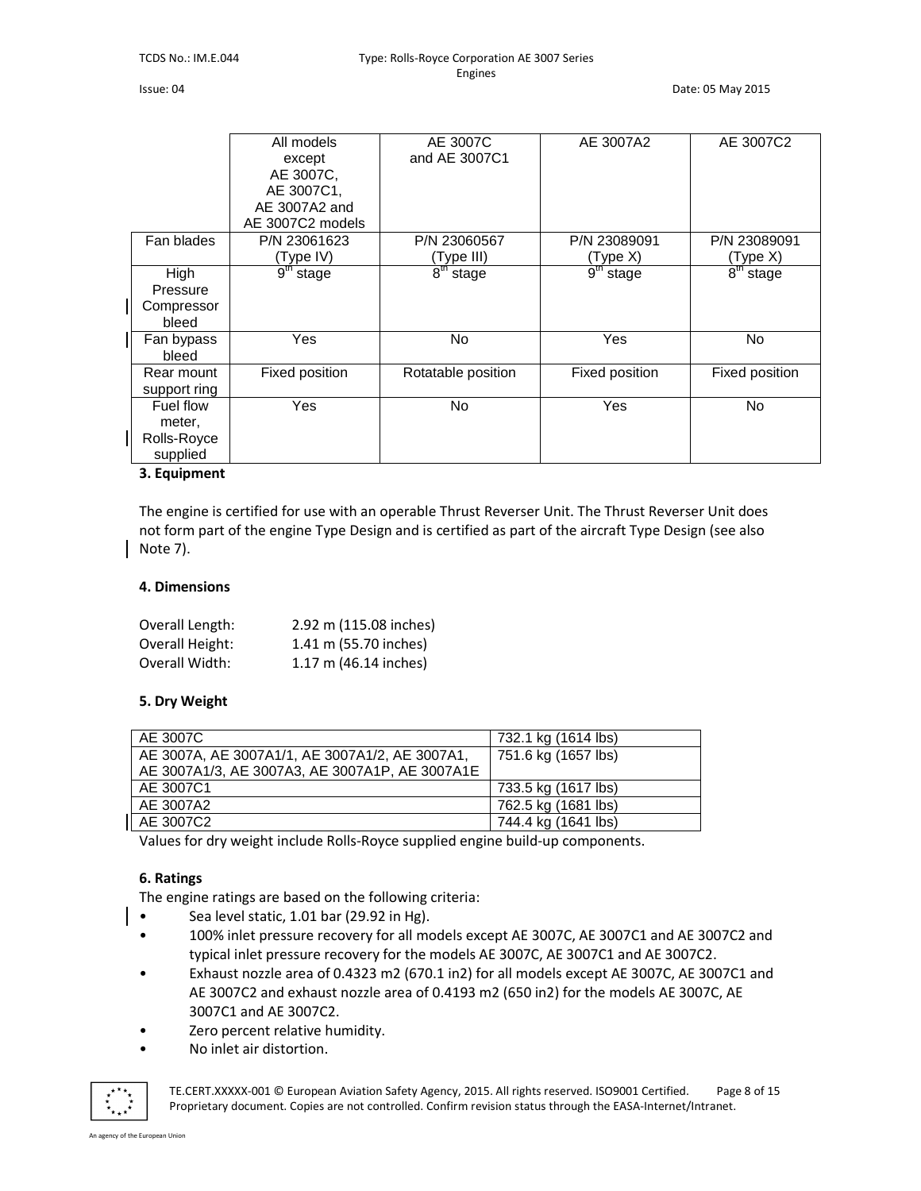| | All models except AE 3007C, AE 3007C1, AE 3007A2 and AE 3007C2 models | AE 3007C and AE 3007C1 | AE 3007A2 | AE 3007C2 |
|---|---|---|---|---|
| Fan blades | P/N 23061623 (Type IV) | P/N 23060567 (Type III) | P/N 23089091 (Type X) | P/N 23089091 (Type X) |
| High Pressure Compressor bleed | 9th stage | 8th stage | 9th stage | 8th stage |
| Fan bypass bleed | Yes | No | Yes | No |
| Rear mount support ring | Fixed position | Rotatable position | Fixed position | Fixed position |
| Fuel flow meter, Rolls-Royce supplied | Yes | No | Yes | No |

**3. Equipment**

The engine is certified for use with an operable Thrust Reverser Unit. The Thrust Reverser Unit does not form part of the engine Type Design and is certified as part of the aircraft Type Design (see also Note 7).

**4. Dimensions**

Overall Length: 2.92 m (115.08 inches)
Overall Height: 1.41 m (55.70 inches)
Overall Width: 1.17 m (46.14 inches)

**5. Dry Weight**

| | |
|---|---|
| AE 3007C | 732.1 kg (1614 lbs) |
| AE 3007A, AE 3007A1/1, AE 3007A1/2, AE 3007A1, AE 3007A1/3, AE 3007A3, AE 3007A1P, AE 3007A1E | 751.6 kg (1657 lbs) |
| AE 3007C1 | 733.5 kg (1617 lbs) |
| AE 3007A2 | 762.5 kg (1681 lbs) |
| AE 3007C2 | 744.4 kg (1641 lbs) |

Values for dry weight include Rolls-Royce supplied engine build-up components.

**6. Ratings**

The engine ratings are based on the following criteria:

- Sea level static, 1.01 bar (29.92 in Hg).
- 100% inlet pressure recovery for all models except AE 3007C, AE 3007C1 and AE 3007C2 and typical inlet pressure recovery for the models AE 3007C, AE 3007C1 and AE 3007C2.
- Exhaust nozzle area of 0.4323 m2 (670.1 in2) for all models except AE 3007C, AE 3007C1 and AE 3007C2 and exhaust nozzle area of 0.4193 m2 (650 in2) for the models AE 3007C, AE 3007C1 and AE 3007C2.
- Zero percent relative humidity.
- No inlet air distortion.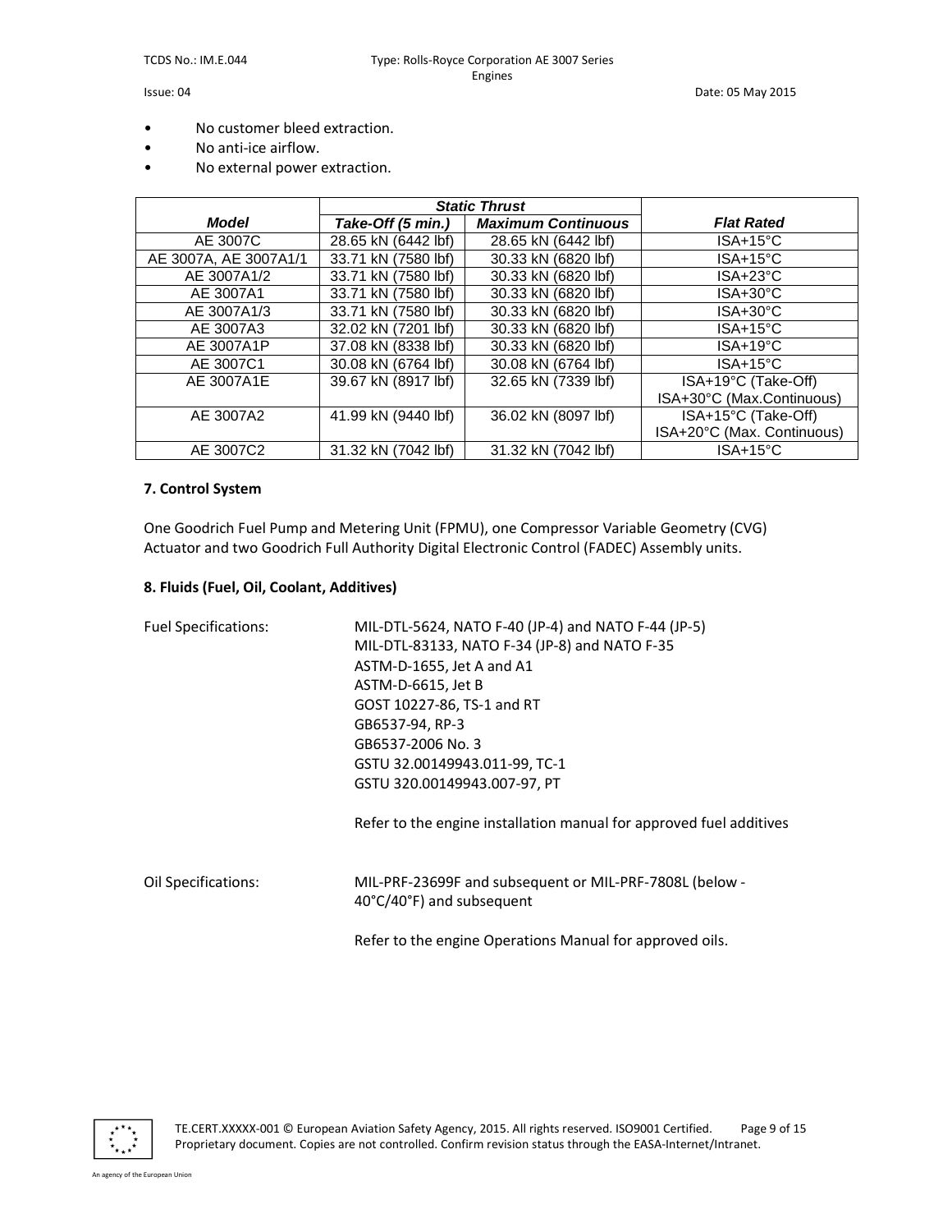- No customer bleed extraction.
- No anti-ice airflow.
- No external power extraction.

| Model | Static Thrust | | Flat Rated |
| --- | --- | --- | --- |
| | Take-Off (5 min.) | Maximum Continuous | |
| AE 3007C | 28.65 kN (6442 lbf) | 28.65 kN (6442 lbf) | ISA+15°C |
| AE 3007A, AE 3007A1/1 | 33.71 kN (7580 lbf) | 30.33 kN (6820 lbf) | ISA+15°C |
| AE 3007A1/2 | 33.71 kN (7580 lbf) | 30.33 kN (6820 lbf) | ISA+23°C |
| AE 3007A1 | 33.71 kN (7580 lbf) | 30.33 kN (6820 lbf) | ISA+30°C |
| AE 3007A1/3 | 33.71 kN (7580 lbf) | 30.33 kN (6820 lbf) | ISA+30°C |
| AE 3007A3 | 32.02 kN (7201 lbf) | 30.33 kN (6820 lbf) | ISA+15°C |
| AE 3007A1P | 37.08 kN (8338 lbf) | 30.33 kN (6820 lbf) | ISA+19°C |
| AE 3007C1 | 30.08 kN (6764 lbf) | 30.08 kN (6764 lbf) | ISA+15°C |
| AE 3007A1E | 39.67 kN (8917 lbf) | 32.65 kN (7339 lbf) | ISA+19°C (Take-Off)<br>ISA+30°C (Max.Continuous) |
| AE 3007A2 | 41.99 kN (9440 lbf) | 36.02 kN (8097 lbf) | ISA+15°C (Take-Off)<br>ISA+20°C (Max. Continuous) |
| AE 3007C2 | 31.32 kN (7042 lbf) | 31.32 kN (7042 lbf) | ISA+15°C |

### 7. Control System

One Goodrich Fuel Pump and Metering Unit (FPMU), one Compressor Variable Geometry (CVG) Actuator and two Goodrich Full Authority Digital Electronic Control (FADEC) Assembly units.

### 8. Fluids (Fuel, Oil, Coolant, Additives)

Fuel Specifications:

MIL-DTL-5624, NATO F-40 (JP-4) and NATO F-44 (JP-5)
MIL-DTL-83133, NATO F-34 (JP-8) and NATO F-35
ASTM-D-1655, Jet A and A1
ASTM-D-6615, Jet B
GOST 10227-86, TS-1 and RT
GB6537-94, RP-3
GB6537-2006 No. 3
GSTU 32.00149943.011-99, TC-1
GSTU 320.00149943.007-97, PT

Refer to the engine installation manual for approved fuel additives

Oil Specifications:

MIL-PRF-23699F and subsequent or MIL-PRF-7808L (below -40°C/40°F) and subsequent

Refer to the engine Operations Manual for approved oils.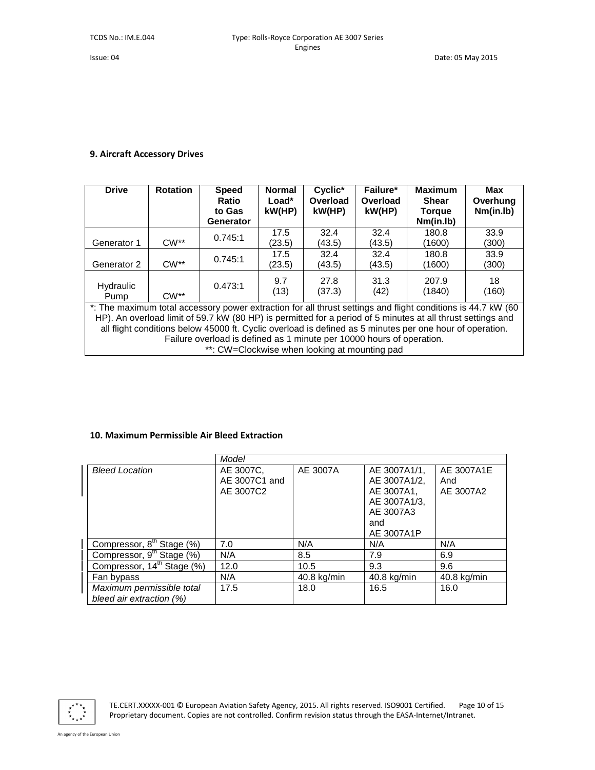### 9. Aircraft Accessory Drives

| Drive | Rotation | Speed Ratio to Gas Generator | Normal Load* kW(HP) | Cyclic* Overload kW(HP) | Failure* Overload kW(HP) | Maximum Shear Torque Nm(in.lb) | Max Overhung Nm(in.lb) |
|---|---|---|---|---|---|---|---|
| Generator 1 | CW** | 0.745:1 | 17.5 (23.5) | 32.4 (43.5) | 32.4 (43.5) | 180.8 (1600) | 33.9 (300) |
| Generator 2 | CW** | 0.745:1 | 17.5 (23.5) | 32.4 (43.5) | 32.4 (43.5) | 180.8 (1600) | 33.9 (300) |
| Hydraulic Pump | CW** | 0.473:1 | 9.7 (13) | 27.8 (37.3) | 31.3 (42) | 207.9 (1840) | 18 (160) |

*: The maximum total accessory power extraction for all thrust settings and flight conditions is 44.7 kW (60 HP). An overload limit of 59.7 kW (80 HP) is permitted for a period of 5 minutes at all thrust settings and all flight conditions below 45000 ft. Cyclic overload is defined as 5 minutes per one hour of operation. Failure overload is defined as 1 minute per 10000 hours of operation.

**: CW=Clockwise when looking at mounting pad

### 10. Maximum Permissible Air Bleed Extraction

| | Model | | | |
|---|---|---|---|---|
| *Bleed Location* | AE 3007C, AE 3007C1 and AE 3007C2 | AE 3007A | AE 3007A1/1, AE 3007A1/2, AE 3007A1, AE 3007A1/3, AE 3007A3 and AE 3007A1P | AE 3007A1E And AE 3007A2 |
| Compressor, 8$^{th}$ Stage (%) | 7.0 | N/A | N/A | N/A |
| Compressor, 9$^{th}$ Stage (%) | N/A | 8.5 | 7.9 | 6.9 |
| Compressor, 14$^{th}$ Stage (%) | 12.0 | 10.5 | 9.3 | 9.6 |
| Fan bypass | N/A | 40.8 kg/min | 40.8 kg/min | 40.8 kg/min |
| *Maximum permissible total bleed air extraction (%)* | 17.5 | 18.0 | 16.5 | 16.0 |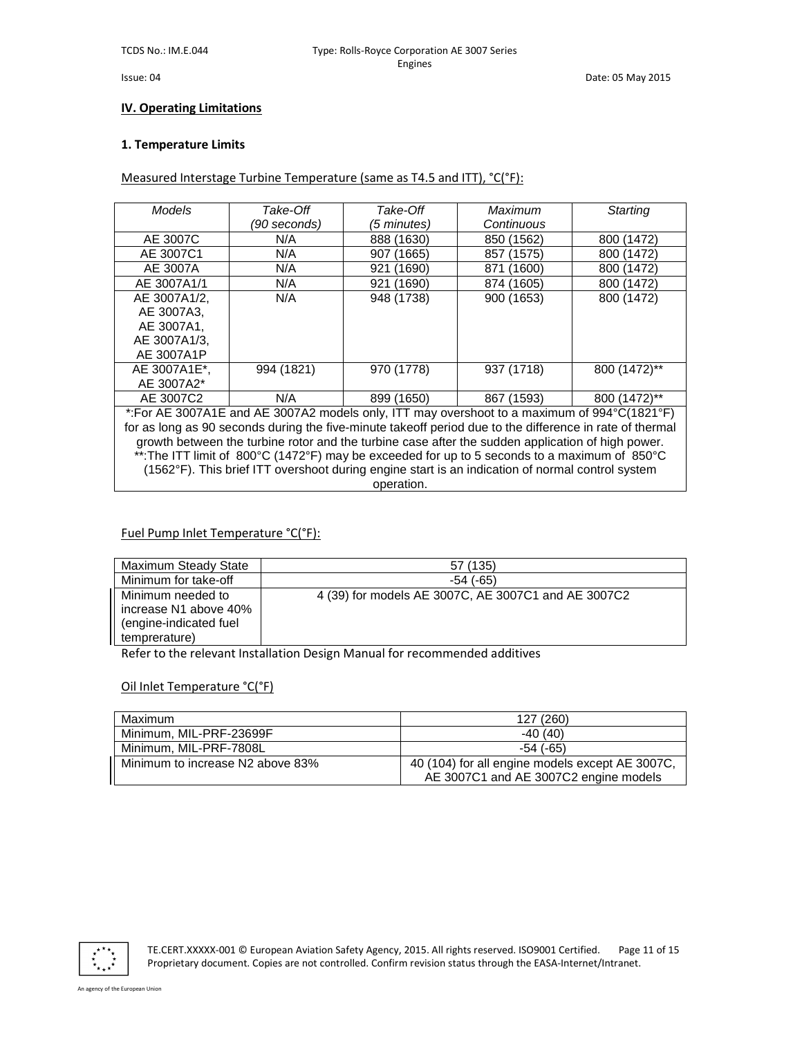**IV. Operating Limitations**

**1. Temperature Limits**

Measured Interstage Turbine Temperature (same as T4.5 and ITT), °C(°F):

| *Models* | *Take-Off (90 seconds)* | *Take-Off (5 minutes)* | *Maximum Continuous* | *Starting* |
|---|---|---|---|---|
| AE 3007C | N/A | 888 (1630) | 850 (1562) | 800 (1472) |
| AE 3007C1 | N/A | 907 (1665) | 857 (1575) | 800 (1472) |
| AE 3007A | N/A | 921 (1690) | 871 (1600) | 800 (1472) |
| AE 3007A1/1 | N/A | 921 (1690) | 874 (1605) | 800 (1472) |
| AE 3007A1/2, AE 3007A3, AE 3007A1, AE 3007A1/3, AE 3007A1P | N/A | 948 (1738) | 900 (1653) | 800 (1472) |
| AE 3007A1E*, AE 3007A2* | 994 (1821) | 970 (1778) | 937 (1718) | 800 (1472)** |
| AE 3007C2 | N/A | 899 (1650) | 867 (1593) | 800 (1472)** |
| *:For AE 3007A1E and AE 3007A2 models only, ITT may overshoot to a maximum of 994°C(1821°F) for as long as 90 seconds during the five-minute takeoff period due to the difference in rate of thermal growth between the turbine rotor and the turbine case after the sudden application of high power. **:The ITT limit of 800°C (1472°F) may be exceeded for up to 5 seconds to a maximum of 850°C (1562°F). This brief ITT overshoot during engine start is an indication of normal control system operation. | | | | |

Fuel Pump Inlet Temperature °C(°F):

| | |
|---|---|
| Maximum Steady State | 57 (135) |
| Minimum for take-off | -54 (-65) |
| Minimum needed to increase N1 above 40% (engine-indicated fuel temprerature) | 4 (39) for models AE 3007C, AE 3007C1 and AE 3007C2 |

Refer to the relevant Installation Design Manual for recommended additives

Oil Inlet Temperature °C(°F)

| | |
|---|---|
| Maximum | 127 (260) |
| Minimum, MIL-PRF-23699F | -40 (40) |
| Minimum, MIL-PRF-7808L | -54 (-65) |
| Minimum to increase N2 above 83% | 40 (104) for all engine models except AE 3007C, AE 3007C1 and AE 3007C2 engine models |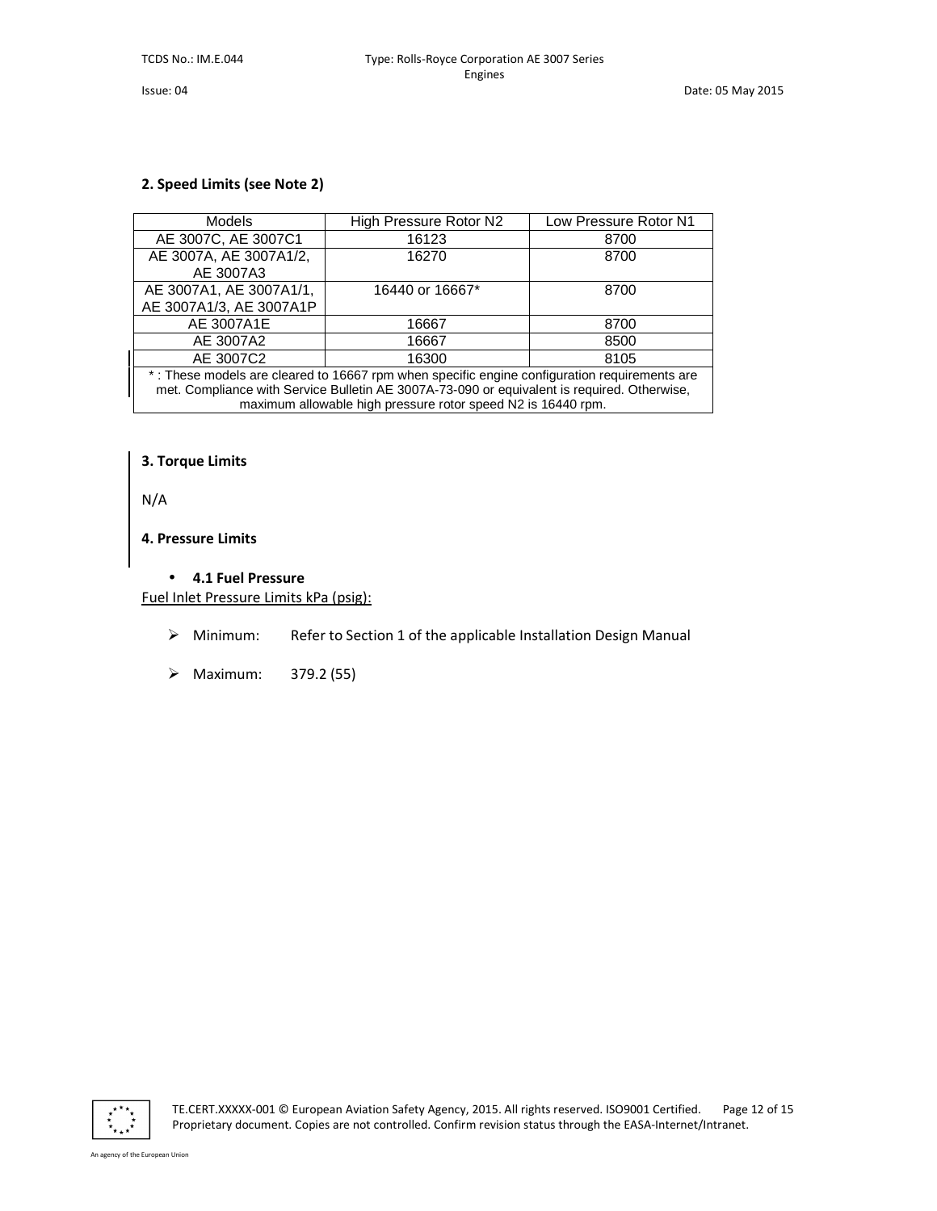**2. Speed Limits (see Note 2)**

| Models | High Pressure Rotor N2 | Low Pressure Rotor N1 |
|---|---|---|
| AE 3007C, AE 3007C1 | 16123 | 8700 |
| AE 3007A, AE 3007A1/2, AE 3007A3 | 16270 | 8700 |
| AE 3007A1, AE 3007A1/1, AE 3007A1/3, AE 3007A1P | 16440 or 16667* | 8700 |
| AE 3007A1E | 16667 | 8700 |
| AE 3007A2 | 16667 | 8500 |
| AE 3007C2 | 16300 | 8105 |
| * : These models are cleared to 16667 rpm when specific engine configuration requirements are met. Compliance with Service Bulletin AE 3007A-73-090 or equivalent is required. Otherwise, maximum allowable high pressure rotor speed N2 is 16440 rpm. | | |

**3. Torque Limits**

N/A

**4. Pressure Limits**

- **4.1 Fuel Pressure**

Fuel Inlet Pressure Limits kPa (psig):

- Minimum: Refer to Section 1 of the applicable Installation Design Manual
- Maximum: 379.2 (55)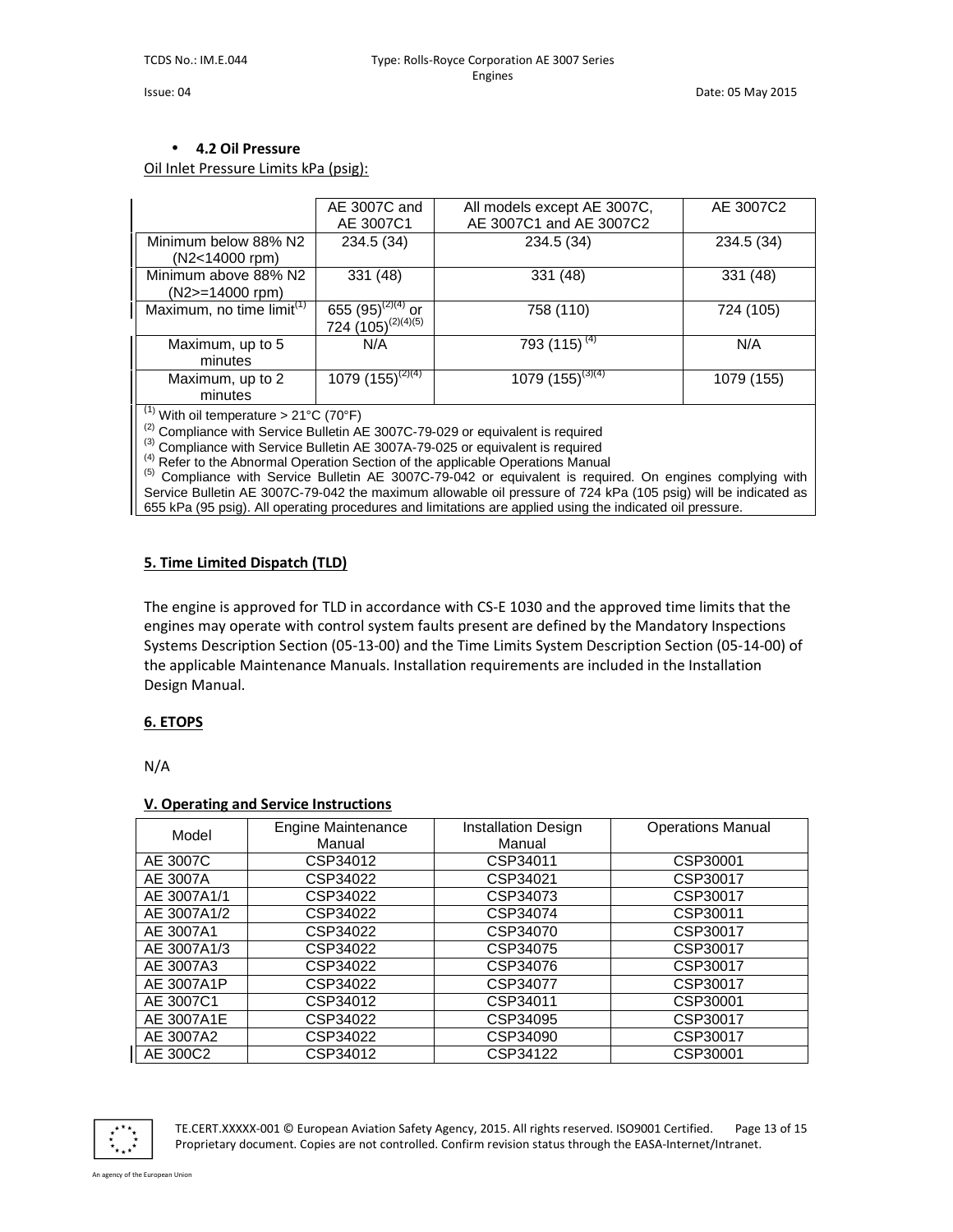- **4.2 Oil Pressure**

Oil Inlet Pressure Limits kPa (psig):

| | AE 3007C and AE 3007C1 | All models except AE 3007C, AE 3007C1 and AE 3007C2 | AE 3007C2 |
|---|---|---|---|
| Minimum below 88% N2 (N2<14000 rpm) | 234.5 (34) | 234.5 (34) | 234.5 (34) |
| Minimum above 88% N2 (N2>=14000 rpm) | 331 (48) | 331 (48) | 331 (48) |
| Maximum, no time limit(1) | 655 (95)(2)(4) or 724 (105)(2)(4)(5) | 758 (110) | 724 (105) |
| Maximum, up to 5 minutes | N/A | 793 (115) (4) | N/A |
| Maximum, up to 2 minutes | 1079 (155)(2)(4) | 1079 (155)(3)(4) | 1079 (155) |

(1) With oil temperature > 21°C (70°F)
(2) Compliance with Service Bulletin AE 3007C-79-029 or equivalent is required
(3) Compliance with Service Bulletin AE 3007A-79-025 or equivalent is required
(4) Refer to the Abnormal Operation Section of the applicable Operations Manual
(5) Compliance with Service Bulletin AE 3007C-79-042 or equivalent is required. On engines complying with Service Bulletin AE 3007C-79-042 the maximum allowable oil pressure of 724 kPa (105 psig) will be indicated as 655 kPa (95 psig). All operating procedures and limitations are applied using the indicated oil pressure.

## 5. Time Limited Dispatch (TLD)

The engine is approved for TLD in accordance with CS-E 1030 and the approved time limits that the engines may operate with control system faults present are defined by the Mandatory Inspections Systems Description Section (05-13-00) and the Time Limits System Description Section (05-14-00) of the applicable Maintenance Manuals. Installation requirements are included in the Installation Design Manual.

## 6. ETOPS

N/A

## V. Operating and Service Instructions

| Model | Engine Maintenance Manual | Installation Design Manual | Operations Manual |
|---|---|---|---|
| AE 3007C | CSP34012 | CSP34011 | CSP30001 |
| AE 3007A | CSP34022 | CSP34021 | CSP30017 |
| AE 3007A1/1 | CSP34022 | CSP34073 | CSP30017 |
| AE 3007A1/2 | CSP34022 | CSP34074 | CSP30011 |
| AE 3007A1 | CSP34022 | CSP34070 | CSP30017 |
| AE 3007A1/3 | CSP34022 | CSP34075 | CSP30017 |
| AE 3007A3 | CSP34022 | CSP34076 | CSP30017 |
| AE 3007A1P | CSP34022 | CSP34077 | CSP30017 |
| AE 3007C1 | CSP34012 | CSP34011 | CSP30001 |
| AE 3007A1E | CSP34022 | CSP34095 | CSP30017 |
| AE 3007A2 | CSP34022 | CSP34090 | CSP30017 |
| AE 300C2 | CSP34012 | CSP34122 | CSP30001 |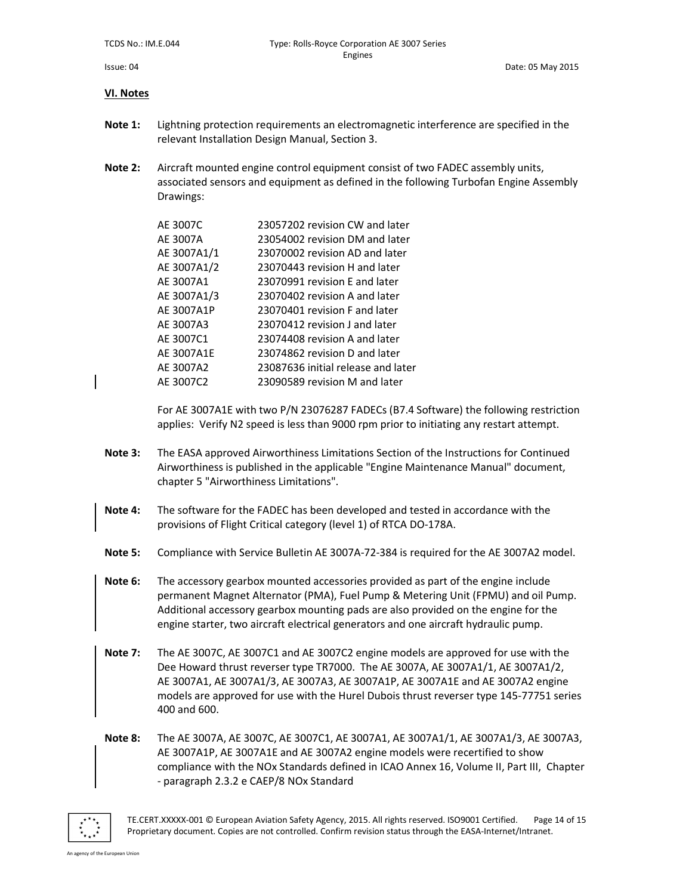## VI. Notes

**Note 1:** Lightning protection requirements an electromagnetic interference are specified in the relevant Installation Design Manual, Section 3.

**Note 2:** Aircraft mounted engine control equipment consist of two FADEC assembly units, associated sensors and equipment as defined in the following Turbofan Engine Assembly Drawings:

| | |
|---|---|
| AE 3007C | 23057202 revision CW and later |
| AE 3007A | 23054002 revision DM and later |
| AE 3007A1/1 | 23070002 revision AD and later |
| AE 3007A1/2 | 23070443 revision H and later |
| AE 3007A1 | 23070991 revision E and later |
| AE 3007A1/3 | 23070402 revision A and later |
| AE 3007A1P | 23070401 revision F and later |
| AE 3007A3 | 23070412 revision J and later |
| AE 3007C1 | 23074408 revision A and later |
| AE 3007A1E | 23074862 revision D and later |
| AE 3007A2 | 23087636 initial release and later |
| AE 3007C2 | 23090589 revision M and later |

For AE 3007A1E with two P/N 23076287 FADECs (B7.4 Software) the following restriction applies: Verify N2 speed is less than 9000 rpm prior to initiating any restart attempt.

**Note 3:** The EASA approved Airworthiness Limitations Section of the Instructions for Continued Airworthiness is published in the applicable "Engine Maintenance Manual" document, chapter 5 "Airworthiness Limitations".

**Note 4:** The software for the FADEC has been developed and tested in accordance with the provisions of Flight Critical category (level 1) of RTCA DO-178A.

**Note 5:** Compliance with Service Bulletin AE 3007A-72-384 is required for the AE 3007A2 model.

**Note 6:** The accessory gearbox mounted accessories provided as part of the engine include permanent Magnet Alternator (PMA), Fuel Pump & Metering Unit (FPMU) and oil Pump. Additional accessory gearbox mounting pads are also provided on the engine for the engine starter, two aircraft electrical generators and one aircraft hydraulic pump.

**Note 7:** The AE 3007C, AE 3007C1 and AE 3007C2 engine models are approved for use with the Dee Howard thrust reverser type TR7000. The AE 3007A, AE 3007A1/1, AE 3007A1/2, AE 3007A1, AE 3007A1/3, AE 3007A3, AE 3007A1P, AE 3007A1E and AE 3007A2 engine models are approved for use with the Hurel Dubois thrust reverser type 145-77751 series 400 and 600.

**Note 8:** The AE 3007A, AE 3007C, AE 3007C1, AE 3007A1, AE 3007A1/1, AE 3007A1/3, AE 3007A3, AE 3007A1P, AE 3007A1E and AE 3007A2 engine models were recertified to show compliance with the NOx Standards defined in ICAO Annex 16, Volume II, Part III, Chapter - paragraph 2.3.2 e CAEP/8 NOx Standard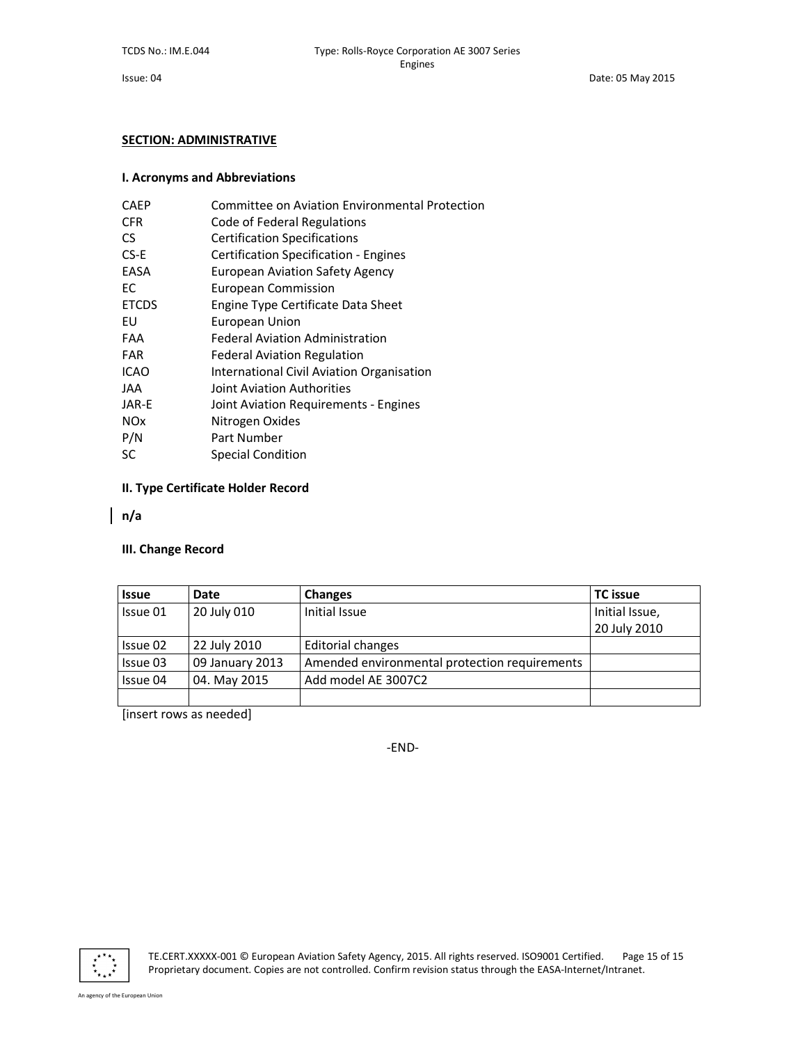**SECTION: ADMINISTRATIVE**

**I. Acronyms and Abbreviations**

| | |
|---|---|
| CAEP | Committee on Aviation Environmental Protection |
| CFR | Code of Federal Regulations |
| CS | Certification Specifications |
| CS-E | Certification Specification - Engines |
| EASA | European Aviation Safety Agency |
| EC | European Commission |
| ETCDS | Engine Type Certificate Data Sheet |
| EU | European Union |
| FAA | Federal Aviation Administration |
| FAR | Federal Aviation Regulation |
| ICAO | International Civil Aviation Organisation |
| JAA | Joint Aviation Authorities |
| JAR-E | Joint Aviation Requirements - Engines |
| NOx | Nitrogen Oxides |
| P/N | Part Number |
| SC | Special Condition |

**II. Type Certificate Holder Record**

**n/a**

**III. Change Record**

| Issue | Date | Changes | TC issue |
|---|---|---|---|
| Issue 01 | 20 July 010 | Initial Issue | Initial Issue, 20 July 2010 |
| Issue 02 | 22 July 2010 | Editorial changes | |
| Issue 03 | 09 January 2013 | Amended environmental protection requirements | |
| Issue 04 | 04. May 2015 | Add model AE 3007C2 | |
| | | | |

[insert rows as needed]

-END-